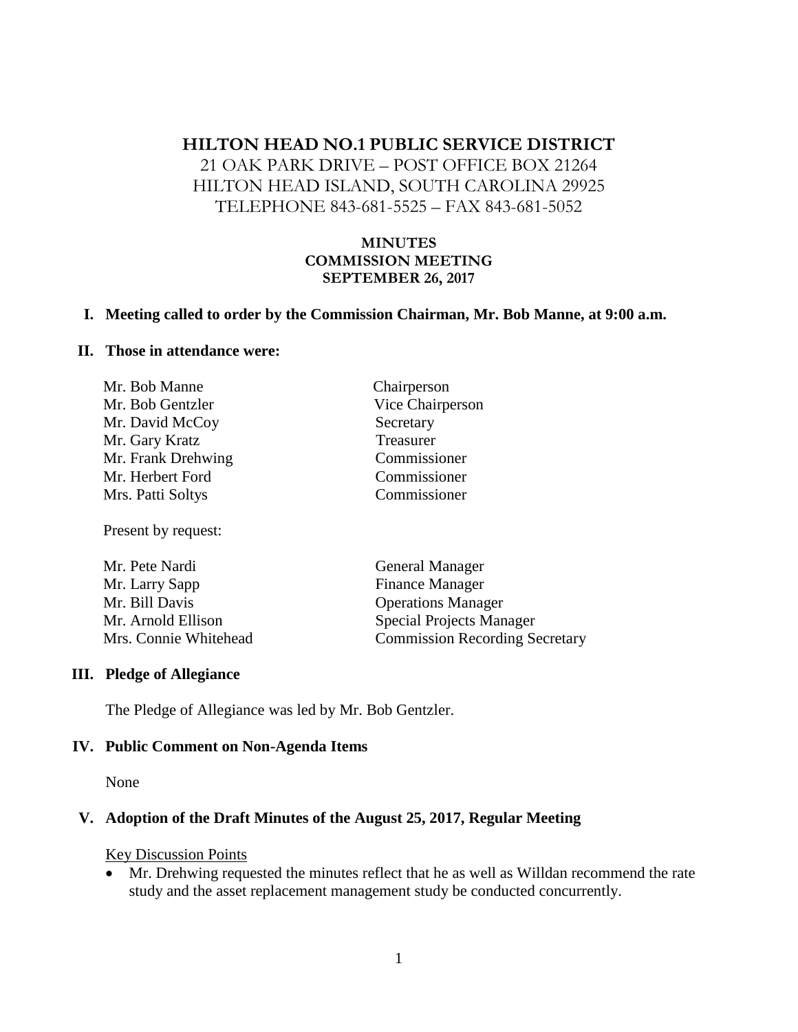# HILTON HEAD NO.1 PUBLIC SERVICE DISTRICT

21 OAK PARK DRIVE – POST OFFICE BOX 21264
HILTON HEAD ISLAND, SOUTH CAROLINA 29925
TELEPHONE 843-681-5525 – FAX 843-681-5052

**MINUTES**
**COMMISSION MEETING**
**SEPTEMBER 26, 2017**

## I. Meeting called to order by the Commission Chairman, Mr. Bob Manne, at 9:00 a.m.

## II. Those in attendance were:

| | |
|---|---|
| Mr. Bob Manne | Chairperson |
| Mr. Bob Gentzler | Vice Chairperson |
| Mr. David McCoy | Secretary |
| Mr. Gary Kratz | Treasurer |
| Mr. Frank Drehwing | Commissioner |
| Mr. Herbert Ford | Commissioner |
| Mrs. Patti Soltys | Commissioner |

Present by request:

| | |
|---|---|
| Mr. Pete Nardi | General Manager |
| Mr. Larry Sapp | Finance Manager |
| Mr. Bill Davis | Operations Manager |
| Mr. Arnold Ellison | Special Projects Manager |
| Mrs. Connie Whitehead | Commission Recording Secretary |

## III. Pledge of Allegiance

The Pledge of Allegiance was led by Mr. Bob Gentzler.

## IV. Public Comment on Non-Agenda Items

None

## V. Adoption of the Draft Minutes of the August 25, 2017, Regular Meeting

Key Discussion Points

- Mr. Drehwing requested the minutes reflect that he as well as Willdan recommend the rate study and the asset replacement management study be conducted concurrently.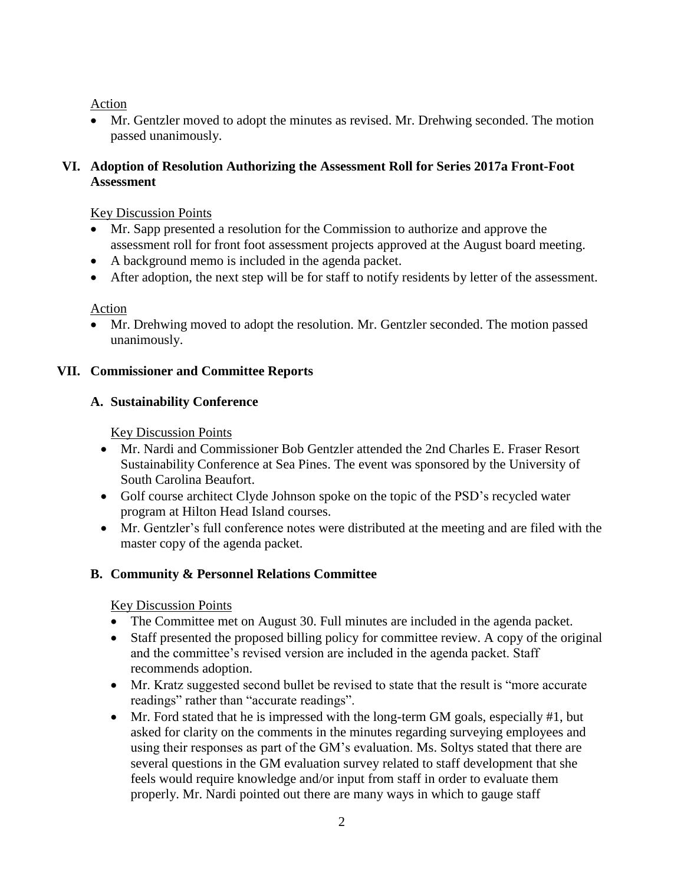Action

- Mr. Gentzler moved to adopt the minutes as revised. Mr. Drehwing seconded. The motion passed unanimously.

## VI. Adoption of Resolution Authorizing the Assessment Roll for Series 2017a Front-Foot Assessment

Key Discussion Points

- Mr. Sapp presented a resolution for the Commission to authorize and approve the assessment roll for front foot assessment projects approved at the August board meeting.
- A background memo is included in the agenda packet.
- After adoption, the next step will be for staff to notify residents by letter of the assessment.

Action

- Mr. Drehwing moved to adopt the resolution. Mr. Gentzler seconded. The motion passed unanimously.

## VII. Commissioner and Committee Reports

### A. Sustainability Conference

Key Discussion Points

- Mr. Nardi and Commissioner Bob Gentzler attended the 2nd Charles E. Fraser Resort Sustainability Conference at Sea Pines. The event was sponsored by the University of South Carolina Beaufort.
- Golf course architect Clyde Johnson spoke on the topic of the PSD's recycled water program at Hilton Head Island courses.
- Mr. Gentzler's full conference notes were distributed at the meeting and are filed with the master copy of the agenda packet.

### B. Community & Personnel Relations Committee

Key Discussion Points

- The Committee met on August 30. Full minutes are included in the agenda packet.
- Staff presented the proposed billing policy for committee review. A copy of the original and the committee's revised version are included in the agenda packet. Staff recommends adoption.
- Mr. Kratz suggested second bullet be revised to state that the result is "more accurate readings" rather than "accurate readings".
- Mr. Ford stated that he is impressed with the long-term GM goals, especially #1, but asked for clarity on the comments in the minutes regarding surveying employees and using their responses as part of the GM's evaluation. Ms. Soltys stated that there are several questions in the GM evaluation survey related to staff development that she feels would require knowledge and/or input from staff in order to evaluate them properly. Mr. Nardi pointed out there are many ways in which to gauge staff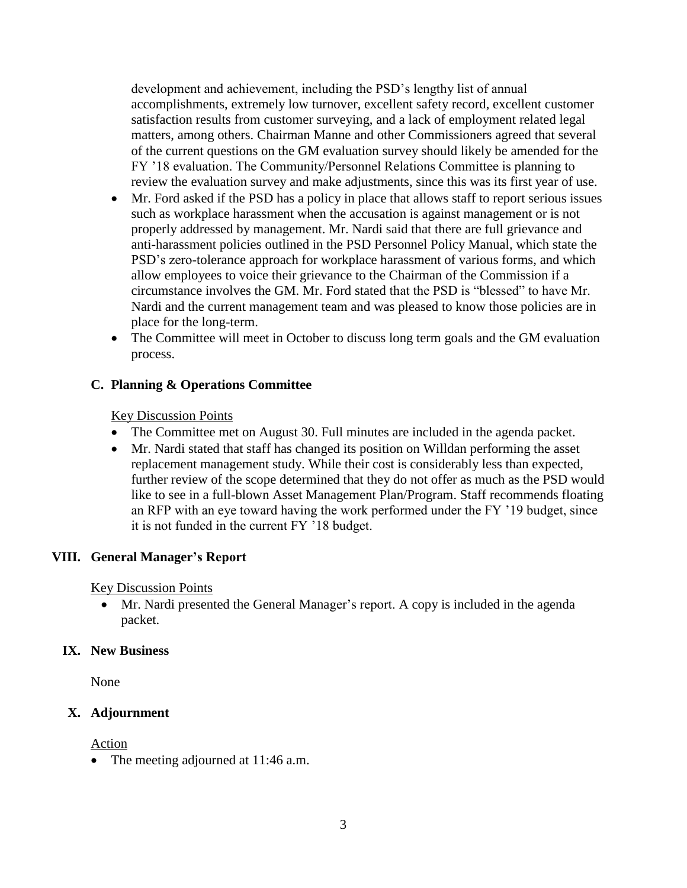development and achievement, including the PSD's lengthy list of annual accomplishments, extremely low turnover, excellent safety record, excellent customer satisfaction results from customer surveying, and a lack of employment related legal matters, among others. Chairman Manne and other Commissioners agreed that several of the current questions on the GM evaluation survey should likely be amended for the FY '18 evaluation. The Community/Personnel Relations Committee is planning to review the evaluation survey and make adjustments, since this was its first year of use.

- Mr. Ford asked if the PSD has a policy in place that allows staff to report serious issues such as workplace harassment when the accusation is against management or is not properly addressed by management. Mr. Nardi said that there are full grievance and anti-harassment policies outlined in the PSD Personnel Policy Manual, which state the PSD's zero-tolerance approach for workplace harassment of various forms, and which allow employees to voice their grievance to the Chairman of the Commission if a circumstance involves the GM. Mr. Ford stated that the PSD is "blessed" to have Mr. Nardi and the current management team and was pleased to know those policies are in place for the long-term.
- The Committee will meet in October to discuss long term goals and the GM evaluation process.

### C. Planning & Operations Committee

Key Discussion Points

- The Committee met on August 30. Full minutes are included in the agenda packet.
- Mr. Nardi stated that staff has changed its position on Willdan performing the asset replacement management study. While their cost is considerably less than expected, further review of the scope determined that they do not offer as much as the PSD would like to see in a full-blown Asset Management Plan/Program. Staff recommends floating an RFP with an eye toward having the work performed under the FY '19 budget, since it is not funded in the current FY '18 budget.

## VIII. General Manager's Report

Key Discussion Points

- Mr. Nardi presented the General Manager's report. A copy is included in the agenda packet.

## IX. New Business

None

## X. Adjournment

Action

- The meeting adjourned at 11:46 a.m.